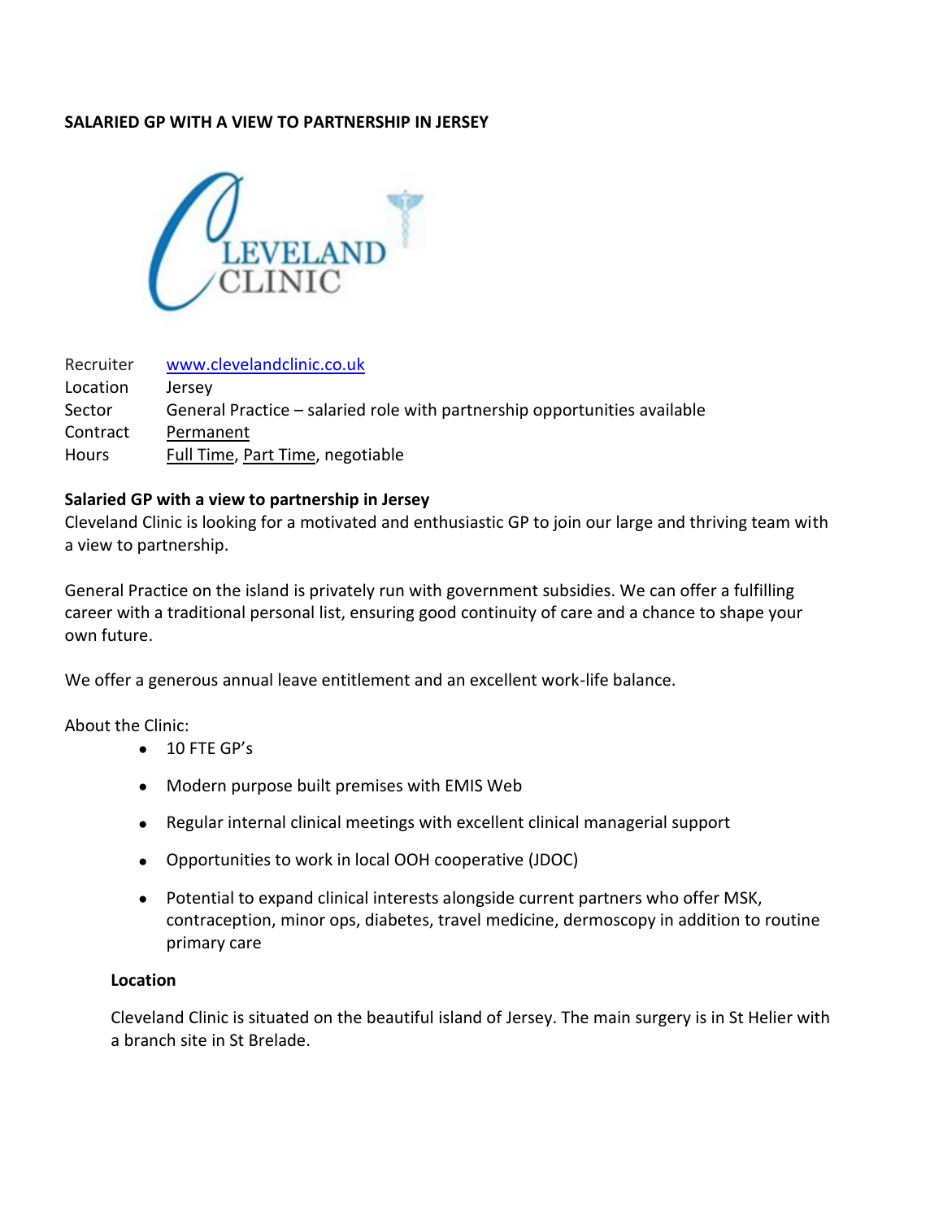**SALARIED GP WITH A VIEW TO PARTNERSHIP IN JERSEY**

| | |
|---|---|
| Recruiter | www.clevelandclinic.co.uk |
| Location | Jersey |
| Sector | General Practice – salaried role with partnership opportunities available |
| Contract | Permanent |
| Hours | Full Time, Part Time, negotiable |

**Salaried GP with a view to partnership in Jersey**

Cleveland Clinic is looking for a motivated and enthusiastic GP to join our large and thriving team with a view to partnership.

General Practice on the island is privately run with government subsidies. We can offer a fulfilling career with a traditional personal list, ensuring good continuity of care and a chance to shape your own future.

We offer a generous annual leave entitlement and an excellent work-life balance.

About the Clinic:

- 10 FTE GP's
- Modern purpose built premises with EMIS Web
- Regular internal clinical meetings with excellent clinical managerial support
- Opportunities to work in local OOH cooperative (JDOC)
- Potential to expand clinical interests alongside current partners who offer MSK, contraception, minor ops, diabetes, travel medicine, dermoscopy in addition to routine primary care

**Location**

Cleveland Clinic is situated on the beautiful island of Jersey. The main surgery is in St Helier with a branch site in St Brelade.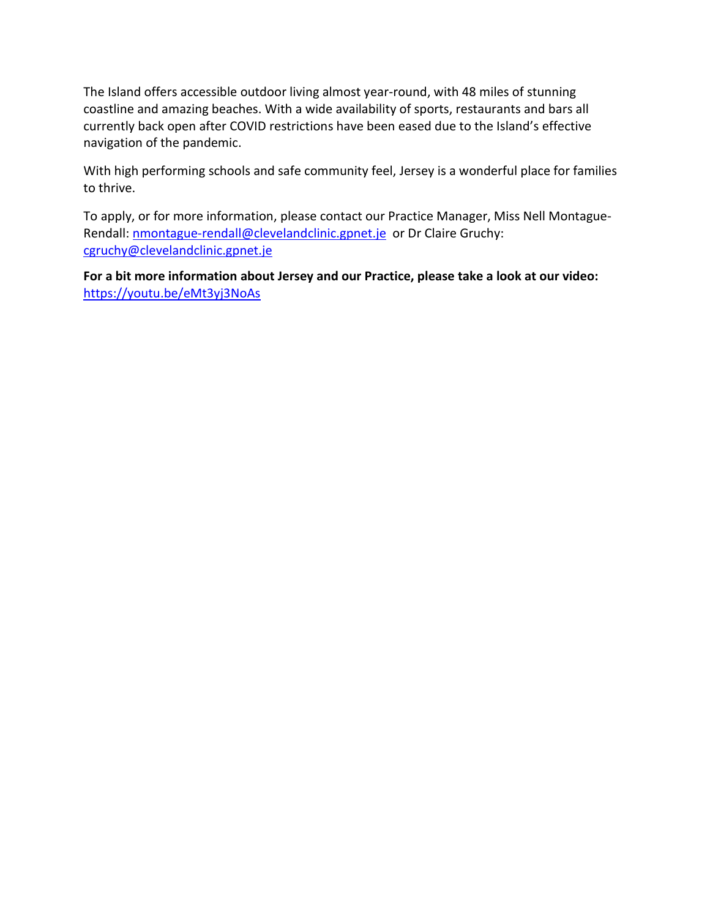The Island offers accessible outdoor living almost year-round, with 48 miles of stunning coastline and amazing beaches. With a wide availability of sports, restaurants and bars all currently back open after COVID restrictions have been eased due to the Island's effective navigation of the pandemic.

With high performing schools and safe community feel, Jersey is a wonderful place for families to thrive.

To apply, or for more information, please contact our Practice Manager, Miss Nell Montague-Rendall: nmontague-rendall@clevelandclinic.gpnet.je or Dr Claire Gruchy: cgruchy@clevelandclinic.gpnet.je

**For a bit more information about Jersey and our Practice, please take a look at our video:** https://youtu.be/eMt3yj3NoAs